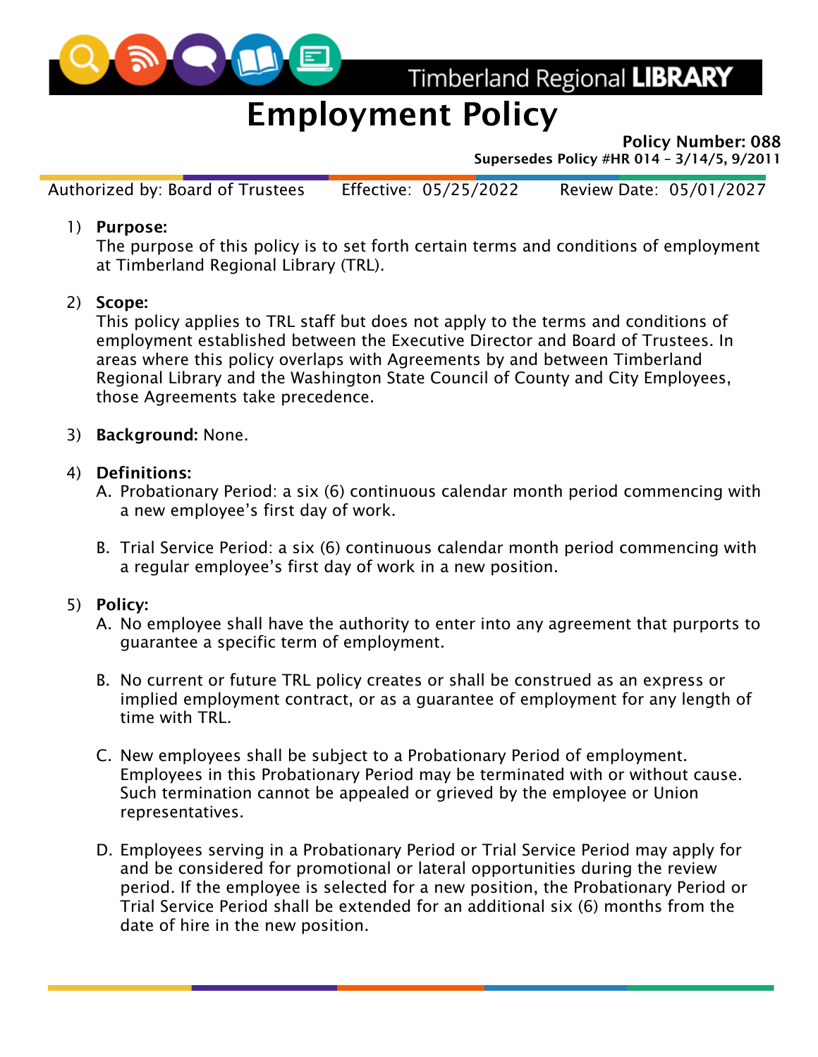Timberland Regional LIBRARY

# Employment Policy

**Policy Number: 088**
**Supersedes Policy #HR 014 – 3/14/5, 9/2011**

Authorized by: Board of Trustees Effective: 05/25/2022 Review Date: 05/01/2027

1) **Purpose:**
The purpose of this policy is to set forth certain terms and conditions of employment at Timberland Regional Library (TRL).

2) **Scope:**
This policy applies to TRL staff but does not apply to the terms and conditions of employment established between the Executive Director and Board of Trustees. In areas where this policy overlaps with Agreements by and between Timberland Regional Library and the Washington State Council of County and City Employees, those Agreements take precedence.

3) **Background:** None.

4) **Definitions:**
   A. Probationary Period: a six (6) continuous calendar month period commencing with a new employee's first day of work.

   B. Trial Service Period: a six (6) continuous calendar month period commencing with a regular employee's first day of work in a new position.

5) **Policy:**
   A. No employee shall have the authority to enter into any agreement that purports to guarantee a specific term of employment.

   B. No current or future TRL policy creates or shall be construed as an express or implied employment contract, or as a guarantee of employment for any length of time with TRL.

   C. New employees shall be subject to a Probationary Period of employment. Employees in this Probationary Period may be terminated with or without cause. Such termination cannot be appealed or grieved by the employee or Union representatives.

   D. Employees serving in a Probationary Period or Trial Service Period may apply for and be considered for promotional or lateral opportunities during the review period. If the employee is selected for a new position, the Probationary Period or Trial Service Period shall be extended for an additional six (6) months from the date of hire in the new position.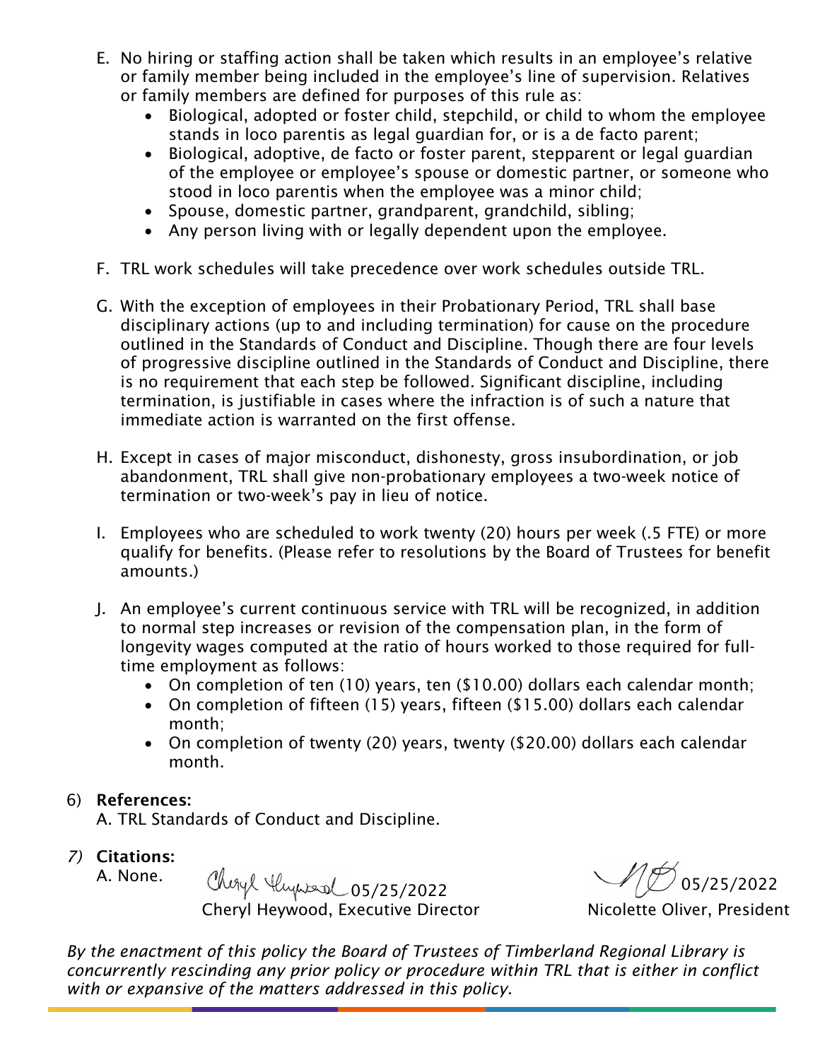E. No hiring or staffing action shall be taken which results in an employee's relative or family member being included in the employee's line of supervision. Relatives or family members are defined for purposes of this rule as:
    - Biological, adopted or foster child, stepchild, or child to whom the employee stands in loco parentis as legal guardian for, or is a de facto parent;
    - Biological, adoptive, de facto or foster parent, stepparent or legal guardian of the employee or employee's spouse or domestic partner, or someone who stood in loco parentis when the employee was a minor child;
    - Spouse, domestic partner, grandparent, grandchild, sibling;
    - Any person living with or legally dependent upon the employee.

F. TRL work schedules will take precedence over work schedules outside TRL.

G. With the exception of employees in their Probationary Period, TRL shall base disciplinary actions (up to and including termination) for cause on the procedure outlined in the Standards of Conduct and Discipline. Though there are four levels of progressive discipline outlined in the Standards of Conduct and Discipline, there is no requirement that each step be followed. Significant discipline, including termination, is justifiable in cases where the infraction is of such a nature that immediate action is warranted on the first offense.

H. Except in cases of major misconduct, dishonesty, gross insubordination, or job abandonment, TRL shall give non-probationary employees a two-week notice of termination or two-week's pay in lieu of notice.

I. Employees who are scheduled to work twenty (20) hours per week (.5 FTE) or more qualify for benefits. (Please refer to resolutions by the Board of Trustees for benefit amounts.)

J. An employee's current continuous service with TRL will be recognized, in addition to normal step increases or revision of the compensation plan, in the form of longevity wages computed at the ratio of hours worked to those required for full-time employment as follows:
    - On completion of ten (10) years, ten ($10.00) dollars each calendar month;
    - On completion of fifteen (15) years, fifteen ($15.00) dollars each calendar month;
    - On completion of twenty (20) years, twenty ($20.00) dollars each calendar month.

6) **References:**
   A. TRL Standards of Conduct and Discipline.

*7)* **Citations:**
   A. None.

05/25/2022
Cheryl Heywood, Executive Director

05/25/2022
Nicolette Oliver, President

*By the enactment of this policy the Board of Trustees of Timberland Regional Library is concurrently rescinding any prior policy or procedure within TRL that is either in conflict with or expansive of the matters addressed in this policy.*